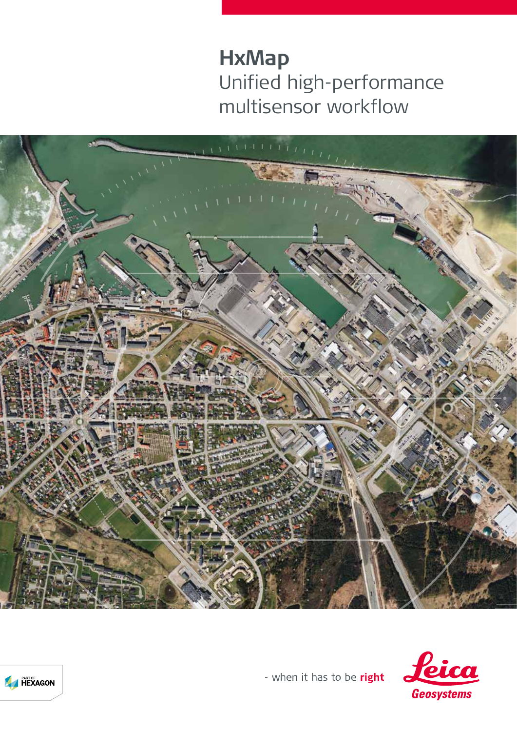# HxMap

Unified high-performance multisensor workflow

PART OF HEXAGON

- when it has to be **right**

Leica Geosystems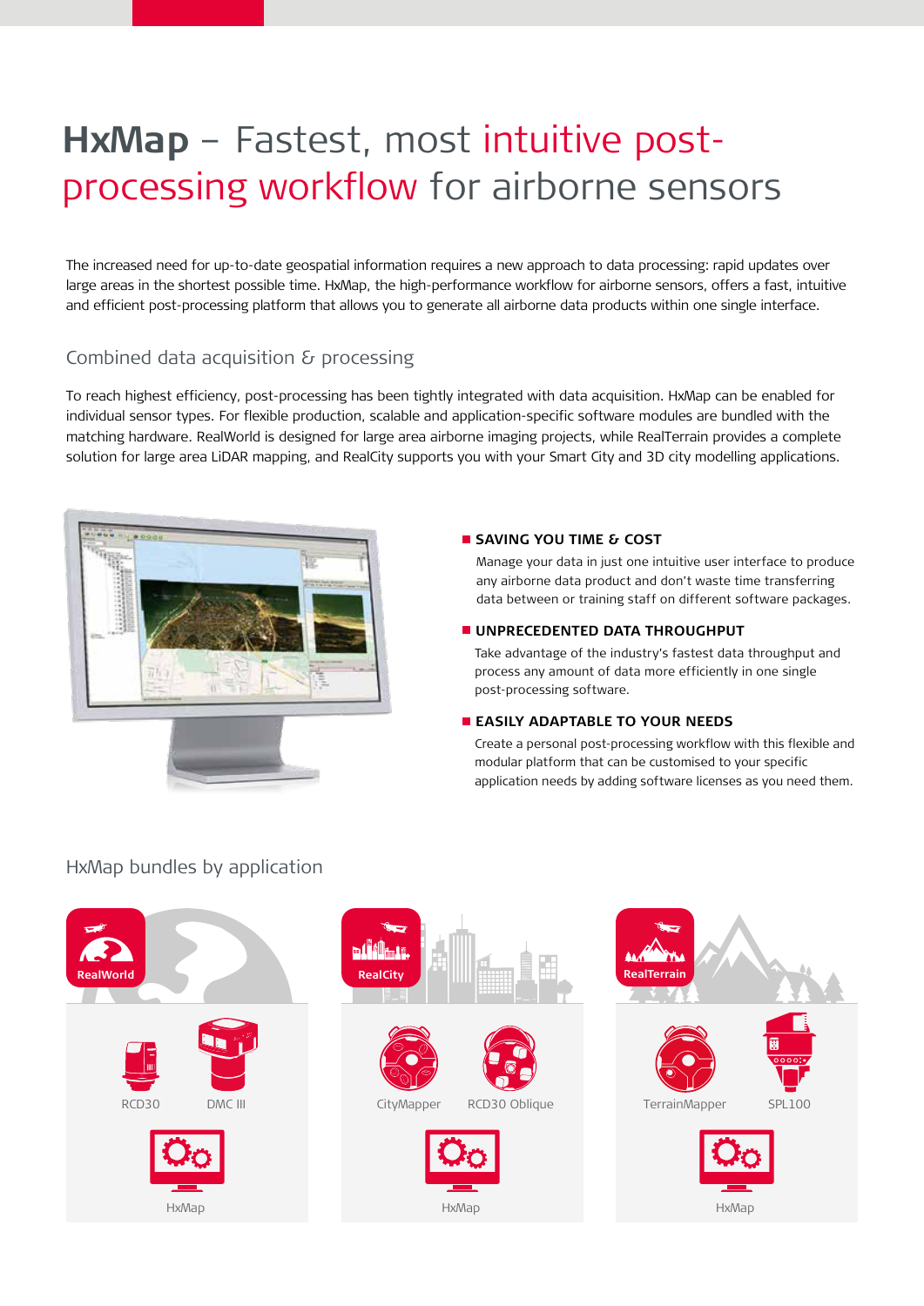# HxMap – Fastest, most intuitive post-processing workflow for airborne sensors

The increased need for up-to-date geospatial information requires a new approach to data processing: rapid updates over large areas in the shortest possible time. HxMap, the high-performance workflow for airborne sensors, offers a fast, intuitive and efficient post-processing platform that allows you to generate all airborne data products within one single interface.

## Combined data acquisition & processing

To reach highest efficiency, post-processing has been tightly integrated with data acquisition. HxMap can be enabled for individual sensor types. For flexible production, scalable and application-specific software modules are bundled with the matching hardware. RealWorld is designed for large area airborne imaging projects, while RealTerrain provides a complete solution for large area LiDAR mapping, and RealCity supports you with your Smart City and 3D city modelling applications.

- **SAVING YOU TIME & COST**
  Manage your data in just one intuitive user interface to produce any airborne data product and don't waste time transferring data between or training staff on different software packages.

- **UNPRECEDENTED DATA THROUGHPUT**
  Take advantage of the industry's fastest data throughput and process any amount of data more efficiently in one single post-processing software.

- **EASILY ADAPTABLE TO YOUR NEEDS**
  Create a personal post-processing workflow with this flexible and modular platform that can be customised to your specific application needs by adding software licenses as you need them.

## HxMap bundles by application

**RealWorld**
- RCD30
- DMC III
- HxMap

**RealCity**
- CityMapper
- RCD30 Oblique
- HxMap

**RealTerrain**
- TerrainMapper
- SPL100
- HxMap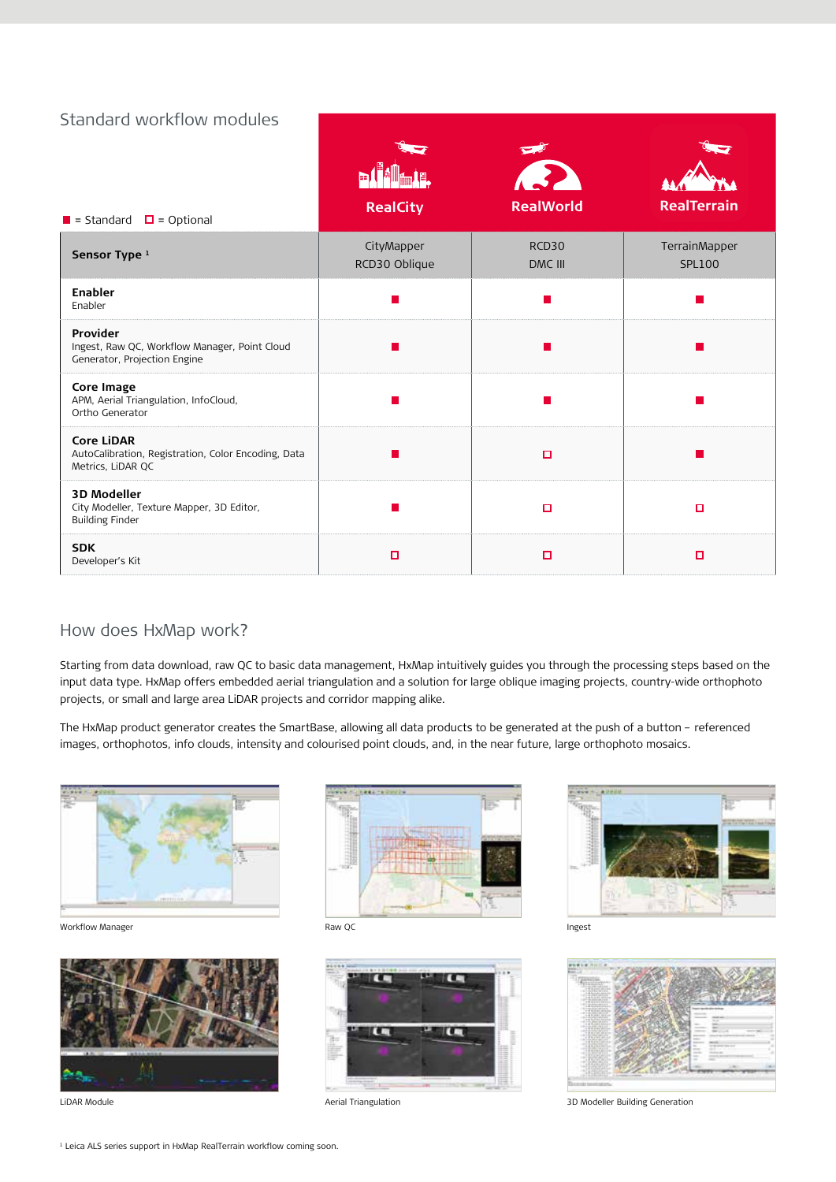## Standard workflow modules

■ = Standard ☐ = Optional

| | RealCity | RealWorld | RealTerrain |
|---|---|---|---|
| **Sensor Type** [1] | CityMapper RCD30 Oblique | RCD30 DMC III | TerrainMapper SPL100 |
| **Enabler**<br>Enabler | ■ | ■ | ■ |
| **Provider**<br>Ingest, Raw QC, Workflow Manager, Point Cloud Generator, Projection Engine | ■ | ■ | ■ |
| **Core Image**<br>APM, Aerial Triangulation, InfoCloud, Ortho Generator | ■ | ■ | ■ |
| **Core LiDAR**<br>AutoCalibration, Registration, Color Encoding, Data Metrics, LiDAR QC | ■ | ☐ | ■ |
| **3D Modeller**<br>City Modeller, Texture Mapper, 3D Editor, Building Finder | ■ | ☐ | ☐ |
| **SDK**<br>Developer's Kit | ☐ | ☐ | ☐ |

## How does HxMap work?

Starting from data download, raw QC to basic data management, HxMap intuitively guides you through the processing steps based on the input data type. HxMap offers embedded aerial triangulation and a solution for large oblique imaging projects, country-wide orthophoto projects, or small and large area LiDAR projects and corridor mapping alike.

The HxMap product generator creates the SmartBase, allowing all data products to be generated at the push of a button – referenced images, orthophotos, info clouds, intensity and colourised point clouds, and, in the near future, large orthophoto mosaics.

Workflow Manager

Raw QC

Ingest

LiDAR Module

Aerial Triangulation

3D Modeller Building Generation

[1] Leica ALS series support in HxMap RealTerrain workflow coming soon.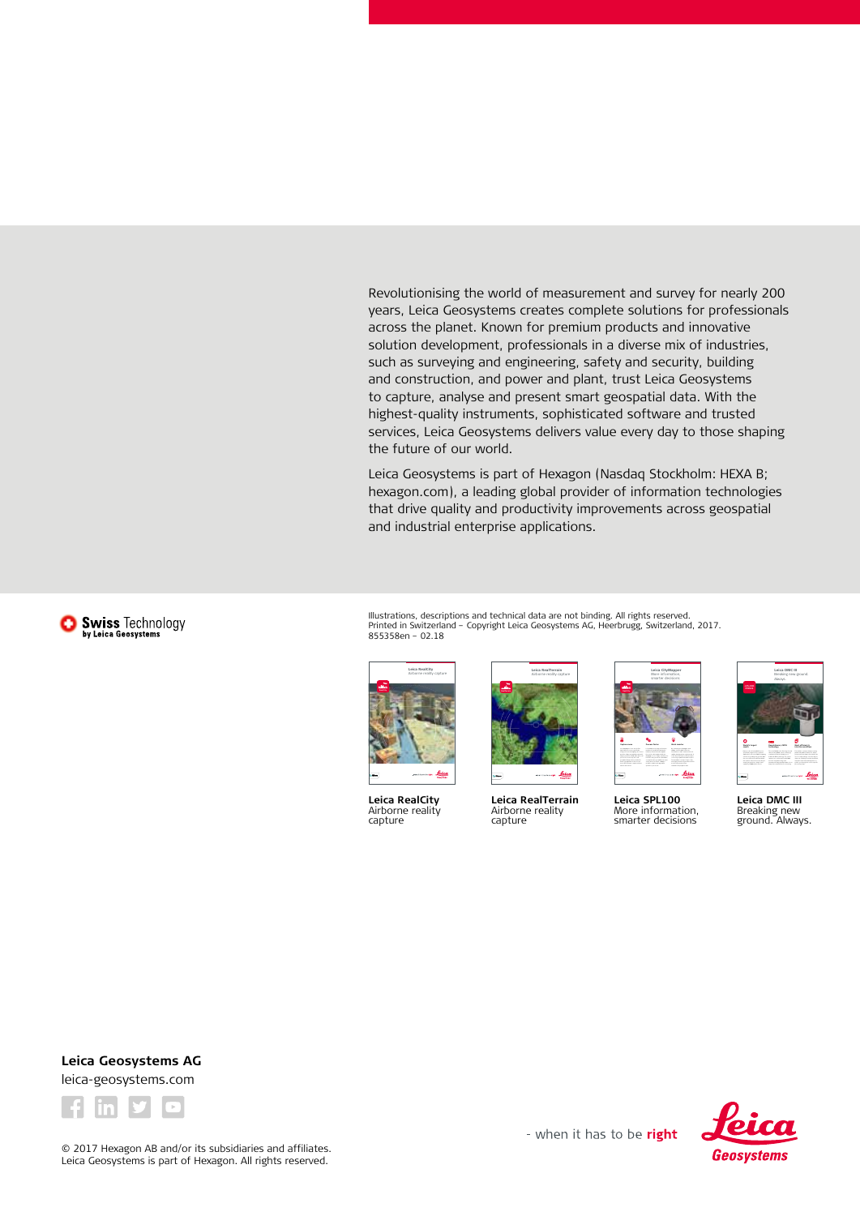Revolutionising the world of measurement and survey for nearly 200 years, Leica Geosystems creates complete solutions for professionals across the planet. Known for premium products and innovative solution development, professionals in a diverse mix of industries, such as surveying and engineering, safety and security, building and construction, and power and plant, trust Leica Geosystems to capture, analyse and present smart geospatial data. With the highest-quality instruments, sophisticated software and trusted services, Leica Geosystems delivers value every day to those shaping the future of our world.

Leica Geosystems is part of Hexagon (Nasdaq Stockholm: HEXA B; hexagon.com), a leading global provider of information technologies that drive quality and productivity improvements across geospatial and industrial enterprise applications.

**Swiss** Technology
by Leica Geosystems

Illustrations, descriptions and technical data are not binding. All rights reserved.
Printed in Switzerland – Copyright Leica Geosystems AG, Heerbrugg, Switzerland, 2017.
855358en – 02.18

**Leica RealCity**
Airborne reality capture

**Leica RealTerrain**
Airborne reality capture

**Leica SPL100**
More information, smarter decisions

**Leica DMC III**
Breaking new ground. Always.

**Leica Geosystems AG**
leica-geosystems.com

© 2017 Hexagon AB and/or its subsidiaries and affiliates.
Leica Geosystems is part of Hexagon. All rights reserved.

- when it has to be **right**

Leica Geosystems